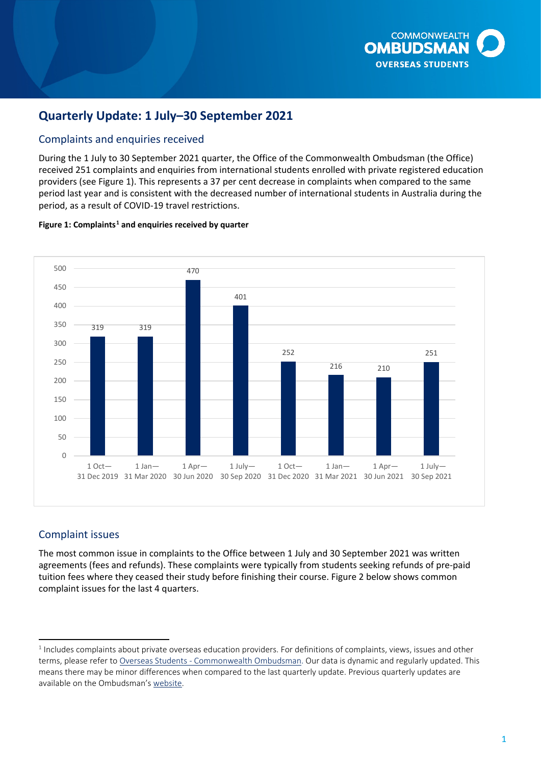# Quarterly Update: 1 July–30 September 2021

## Complaints and enquiries received

During the 1 July to 30 September 2021 quarter, the Office of the Commonwealth Ombudsman (the Office) received 251 complaints and enquiries from international students enrolled with private registered education providers (see Figure 1). This represents a 37 per cent decrease in complaints when compared to the same period last year and is consistent with the decreased number of international students in Australia during the period, as a result of COVID-19 travel restrictions.

**Figure 1: Complaints[1] and enquiries received by quarter**

500
450
400
350
300
250
200
150
100
50
0

319
319
470
401
252
216
210
251

1 Oct—31 Dec 2019
1 Jan—31 Mar 2020
1 Apr—30 Jun 2020
1 July—30 Sep 2020
1 Oct—31 Dec 2020
1 Jan—31 Mar 2021
1 Apr—30 Jun 2021
1 July—30 Sep 2021

## Complaint issues

The most common issue in complaints to the Office between 1 July and 30 September 2021 was written agreements (fees and refunds). These complaints were typically from students seeking refunds of pre-paid tuition fees where they ceased their study before finishing their course. Figure 2 below shows common complaint issues for the last 4 quarters.

---

[1] Includes complaints about private overseas education providers. For definitions of complaints, views, issues and other terms, please refer to Overseas Students - Commonwealth Ombudsman. Our data is dynamic and regularly updated. This means there may be minor differences when compared to the last quarterly update. Previous quarterly updates are available on the Ombudsman's website.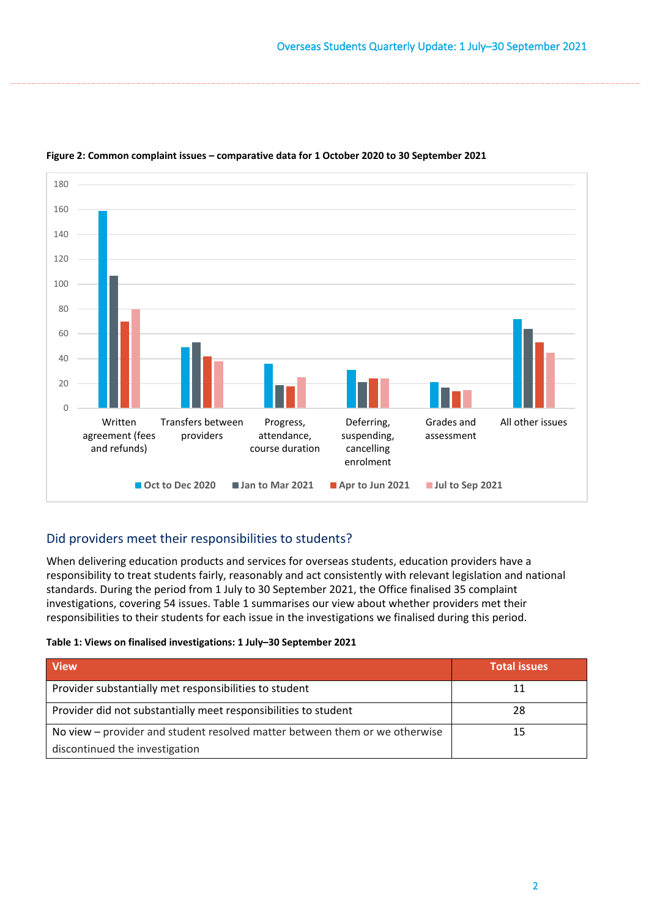**Figure 2: Common complaint issues – comparative data for 1 October 2020 to 30 September 2021**

## Did providers meet their responsibilities to students?

When delivering education products and services for overseas students, education providers have a responsibility to treat students fairly, reasonably and act consistently with relevant legislation and national standards. During the period from 1 July to 30 September 2021, the Office finalised 35 complaint investigations, covering 54 issues. Table 1 summarises our view about whether providers met their responsibilities to their students for each issue in the investigations we finalised during this period.

**Table 1: Views on finalised investigations: 1 July–30 September 2021**

| View | Total issues |
|---|---|
| Provider substantially met responsibilities to student | 11 |
| Provider did not substantially meet responsibilities to student | 28 |
| No view – provider and student resolved matter between them or we otherwise discontinued the investigation | 15 |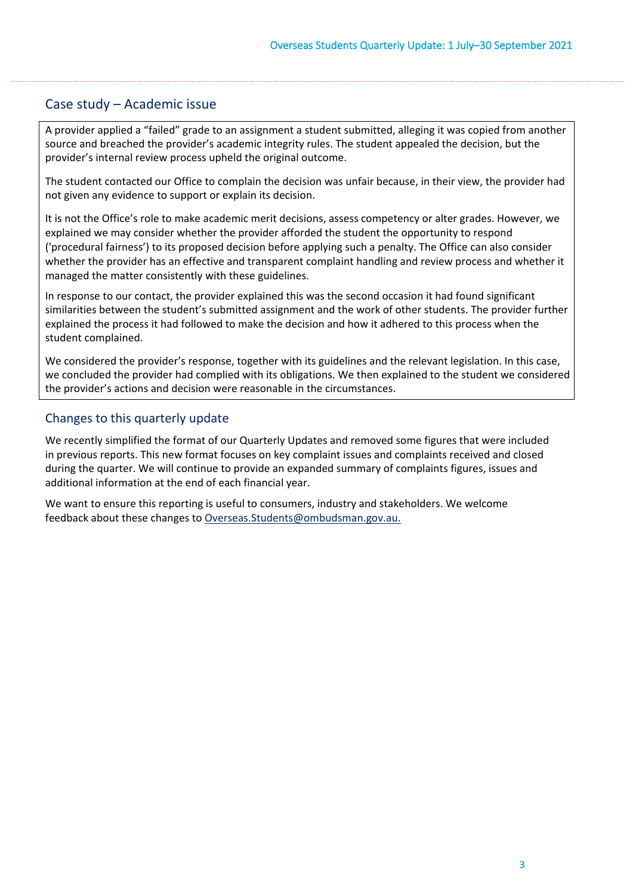## Case study – Academic issue

A provider applied a "failed" grade to an assignment a student submitted, alleging it was copied from another source and breached the provider's academic integrity rules. The student appealed the decision, but the provider's internal review process upheld the original outcome.

The student contacted our Office to complain the decision was unfair because, in their view, the provider had not given any evidence to support or explain its decision.

It is not the Office's role to make academic merit decisions, assess competency or alter grades. However, we explained we may consider whether the provider afforded the student the opportunity to respond ('procedural fairness') to its proposed decision before applying such a penalty. The Office can also consider whether the provider has an effective and transparent complaint handling and review process and whether it managed the matter consistently with these guidelines.

In response to our contact, the provider explained this was the second occasion it had found significant similarities between the student's submitted assignment and the work of other students. The provider further explained the process it had followed to make the decision and how it adhered to this process when the student complained.

We considered the provider's response, together with its guidelines and the relevant legislation. In this case, we concluded the provider had complied with its obligations. We then explained to the student we considered the provider's actions and decision were reasonable in the circumstances.

## Changes to this quarterly update

We recently simplified the format of our Quarterly Updates and removed some figures that were included in previous reports. This new format focuses on key complaint issues and complaints received and closed during the quarter. We will continue to provide an expanded summary of complaints figures, issues and additional information at the end of each financial year.

We want to ensure this reporting is useful to consumers, industry and stakeholders. We welcome feedback about these changes to Overseas.Students@ombudsman.gov.au.